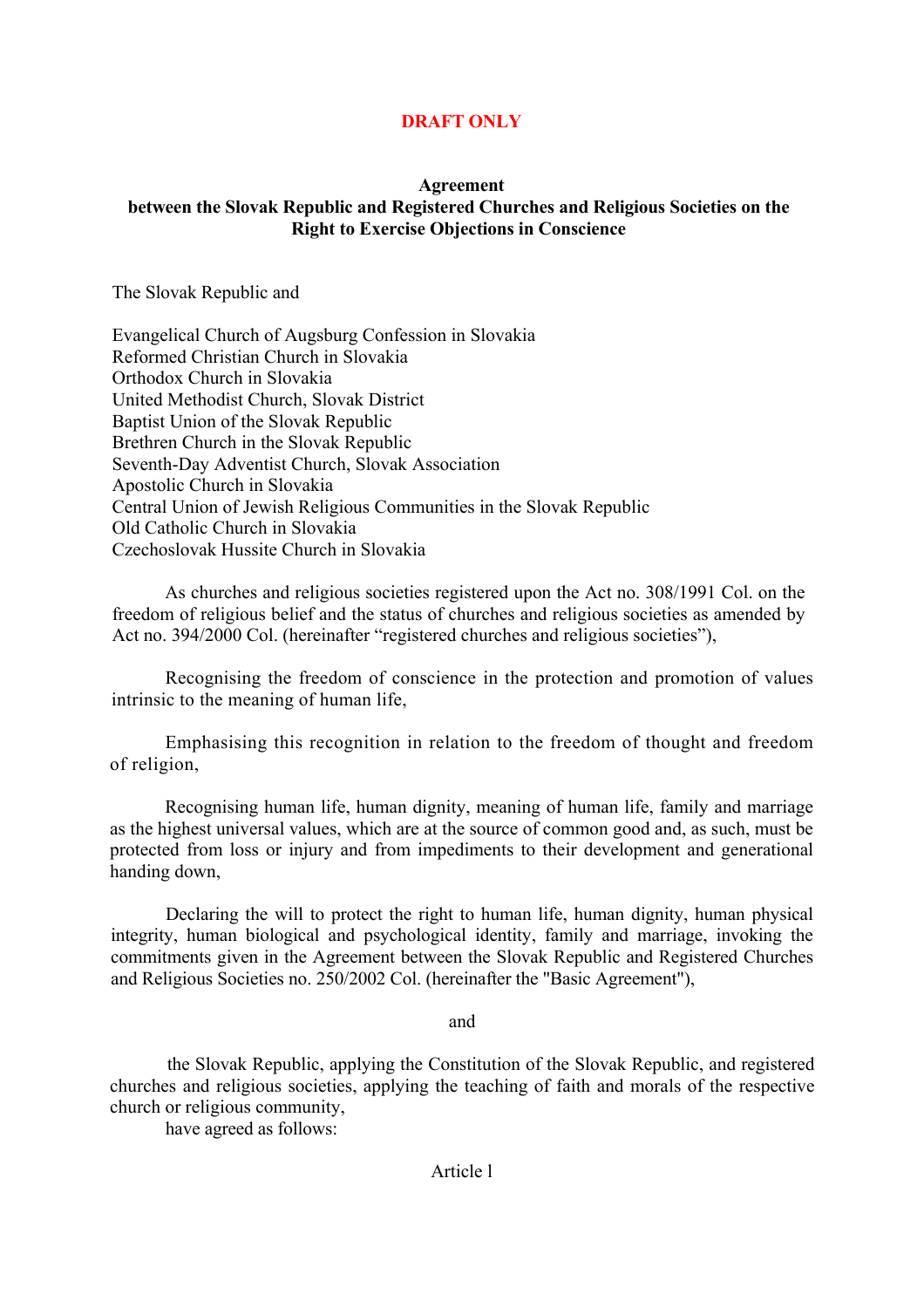**DRAFT ONLY**

# Agreement between the Slovak Republic and Registered Churches and Religious Societies on the Right to Exercise Objections in Conscience

The Slovak Republic and

Evangelical Church of Augsburg Confession in Slovakia
Reformed Christian Church in Slovakia
Orthodox Church in Slovakia
United Methodist Church, Slovak District
Baptist Union of the Slovak Republic
Brethren Church in the Slovak Republic
Seventh-Day Adventist Church, Slovak Association
Apostolic Church in Slovakia
Central Union of Jewish Religious Communities in the Slovak Republic
Old Catholic Church in Slovakia
Czechoslovak Hussite Church in Slovakia

As churches and religious societies registered upon the Act no. 308/1991 Col. on the freedom of religious belief and the status of churches and religious societies as amended by Act no. 394/2000 Col. (hereinafter "registered churches and religious societies"),

Recognising the freedom of conscience in the protection and promotion of values intrinsic to the meaning of human life,

Emphasising this recognition in relation to the freedom of thought and freedom of religion,

Recognising human life, human dignity, meaning of human life, family and marriage as the highest universal values, which are at the source of common good and, as such, must be protected from loss or injury and from impediments to their development and generational handing down,

Declaring the will to protect the right to human life, human dignity, human physical integrity, human biological and psychological identity, family and marriage, invoking the commitments given in the Agreement between the Slovak Republic and Registered Churches and Religious Societies no. 250/2002 Col. (hereinafter the "Basic Agreement"),

and

the Slovak Republic, applying the Constitution of the Slovak Republic, and registered churches and religious societies, applying the teaching of faith and morals of the respective church or religious community,

have agreed as follows:

Article 1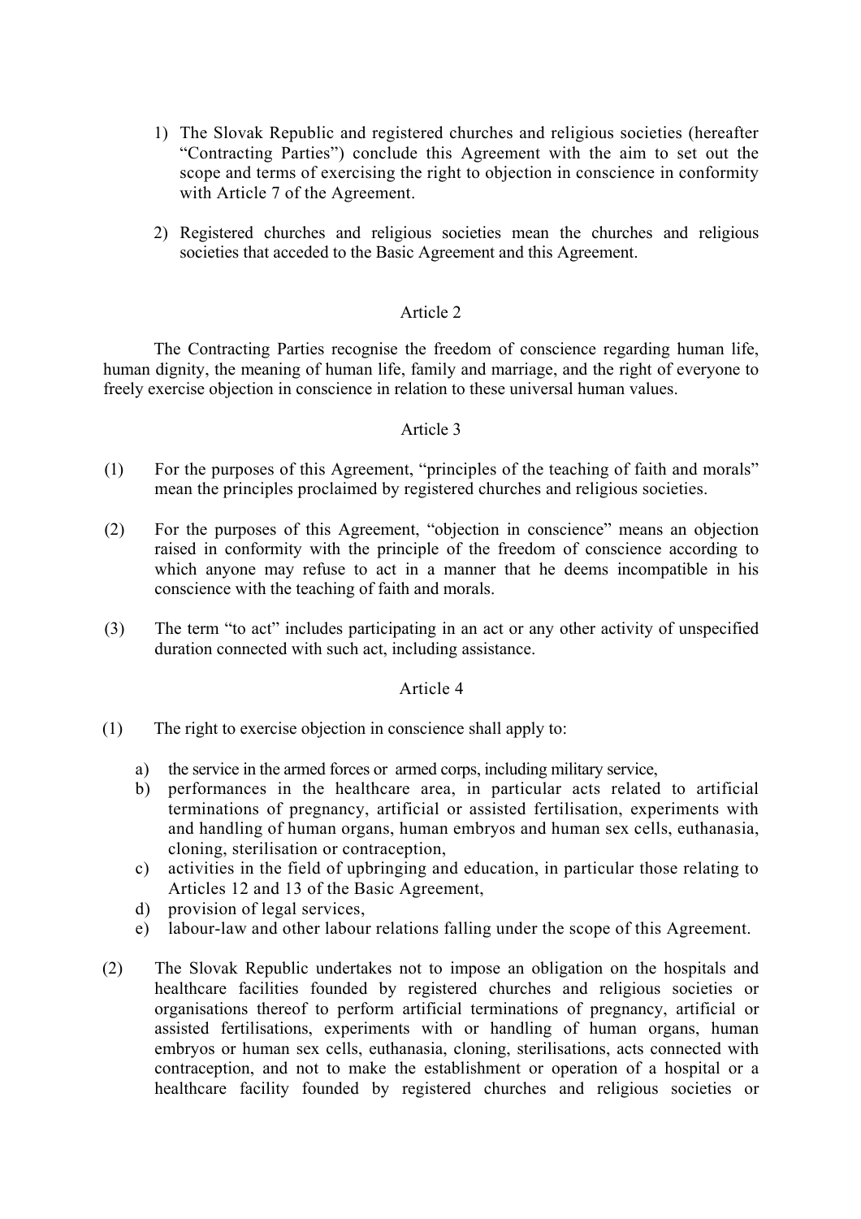1) The Slovak Republic and registered churches and religious societies (hereafter "Contracting Parties") conclude this Agreement with the aim to set out the scope and terms of exercising the right to objection in conscience in conformity with Article 7 of the Agreement.

2) Registered churches and religious societies mean the churches and religious societies that acceded to the Basic Agreement and this Agreement.

## Article 2

The Contracting Parties recognise the freedom of conscience regarding human life, human dignity, the meaning of human life, family and marriage, and the right of everyone to freely exercise objection in conscience in relation to these universal human values.

## Article 3

(1) For the purposes of this Agreement, "principles of the teaching of faith and morals" mean the principles proclaimed by registered churches and religious societies.

(2) For the purposes of this Agreement, "objection in conscience" means an objection raised in conformity with the principle of the freedom of conscience according to which anyone may refuse to act in a manner that he deems incompatible in his conscience with the teaching of faith and morals.

(3) The term "to act" includes participating in an act or any other activity of unspecified duration connected with such act, including assistance.

## Article 4

(1) The right to exercise objection in conscience shall apply to:

a) the service in the armed forces or armed corps, including military service,
b) performances in the healthcare area, in particular acts related to artificial terminations of pregnancy, artificial or assisted fertilisation, experiments with and handling of human organs, human embryos and human sex cells, euthanasia, cloning, sterilisation or contraception,
c) activities in the field of upbringing and education, in particular those relating to Articles 12 and 13 of the Basic Agreement,
d) provision of legal services,
e) labour-law and other labour relations falling under the scope of this Agreement.

(2) The Slovak Republic undertakes not to impose an obligation on the hospitals and healthcare facilities founded by registered churches and religious societies or organisations thereof to perform artificial terminations of pregnancy, artificial or assisted fertilisations, experiments with or handling of human organs, human embryos or human sex cells, euthanasia, cloning, sterilisations, acts connected with contraception, and not to make the establishment or operation of a hospital or a healthcare facility founded by registered churches and religious societies or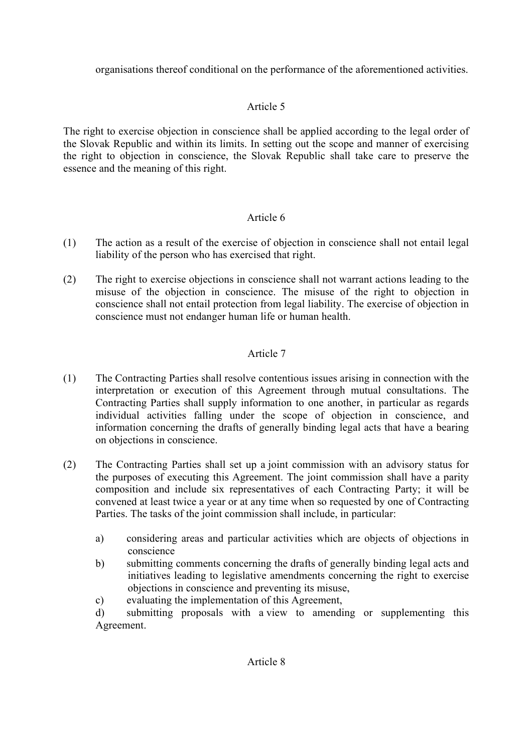organisations thereof conditional on the performance of the aforementioned activities.

## Article 5

The right to exercise objection in conscience shall be applied according to the legal order of the Slovak Republic and within its limits. In setting out the scope and manner of exercising the right to objection in conscience, the Slovak Republic shall take care to preserve the essence and the meaning of this right.

## Article 6

(1) The action as a result of the exercise of objection in conscience shall not entail legal liability of the person who has exercised that right.

(2) The right to exercise objections in conscience shall not warrant actions leading to the misuse of the objection in conscience. The misuse of the right to objection in conscience shall not entail protection from legal liability. The exercise of objection in conscience must not endanger human life or human health.

## Article 7

(1) The Contracting Parties shall resolve contentious issues arising in connection with the interpretation or execution of this Agreement through mutual consultations. The Contracting Parties shall supply information to one another, in particular as regards individual activities falling under the scope of objection in conscience, and information concerning the drafts of generally binding legal acts that have a bearing on objections in conscience.

(2) The Contracting Parties shall set up a joint commission with an advisory status for the purposes of executing this Agreement. The joint commission shall have a parity composition and include six representatives of each Contracting Party; it will be convened at least twice a year or at any time when so requested by one of Contracting Parties. The tasks of the joint commission shall include, in particular:

a) considering areas and particular activities which are objects of objections in conscience

b) submitting comments concerning the drafts of generally binding legal acts and initiatives leading to legislative amendments concerning the right to exercise objections in conscience and preventing its misuse,

c) evaluating the implementation of this Agreement,

d) submitting proposals with a view to amending or supplementing this Agreement.

## Article 8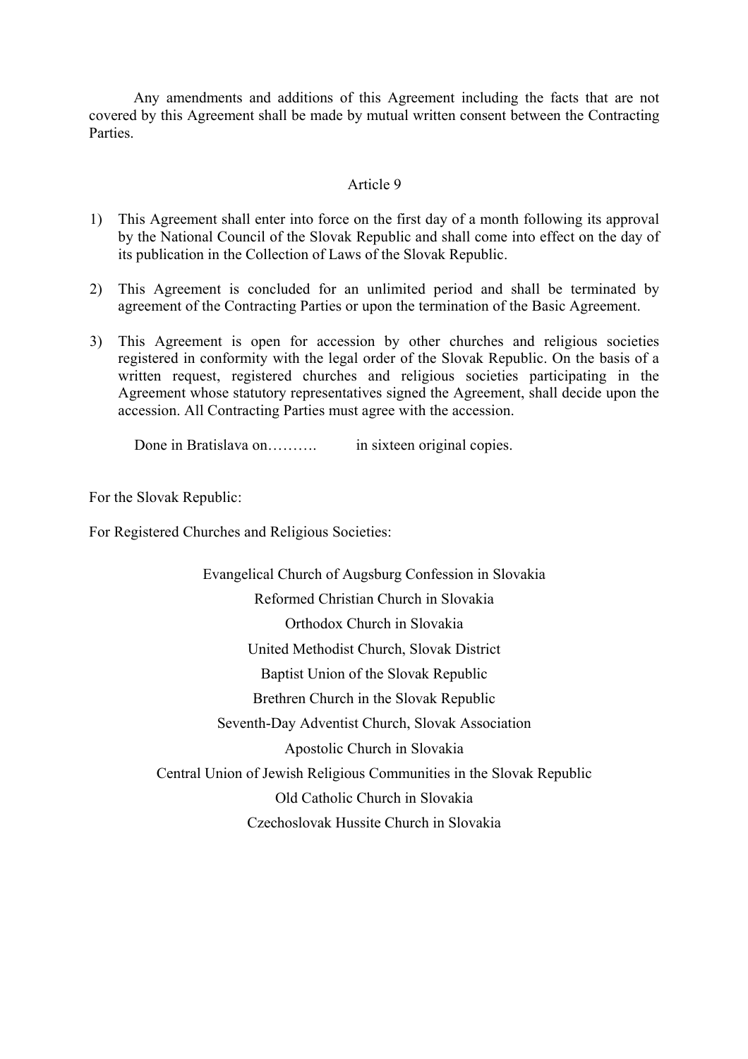Any amendments and additions of this Agreement including the facts that are not covered by this Agreement shall be made by mutual written consent between the Contracting Parties.

## Article 9

1) This Agreement shall enter into force on the first day of a month following its approval by the National Council of the Slovak Republic and shall come into effect on the day of its publication in the Collection of Laws of the Slovak Republic.

2) This Agreement is concluded for an unlimited period and shall be terminated by agreement of the Contracting Parties or upon the termination of the Basic Agreement.

3) This Agreement is open for accession by other churches and religious societies registered in conformity with the legal order of the Slovak Republic. On the basis of a written request, registered churches and religious societies participating in the Agreement whose statutory representatives signed the Agreement, shall decide upon the accession. All Contracting Parties must agree with the accession.

Done in Bratislava on………. in sixteen original copies.

For the Slovak Republic:

For Registered Churches and Religious Societies:

Evangelical Church of Augsburg Confession in Slovakia

Reformed Christian Church in Slovakia

Orthodox Church in Slovakia

United Methodist Church, Slovak District

Baptist Union of the Slovak Republic

Brethren Church in the Slovak Republic

Seventh-Day Adventist Church, Slovak Association

Apostolic Church in Slovakia

Central Union of Jewish Religious Communities in the Slovak Republic

Old Catholic Church in Slovakia

Czechoslovak Hussite Church in Slovakia